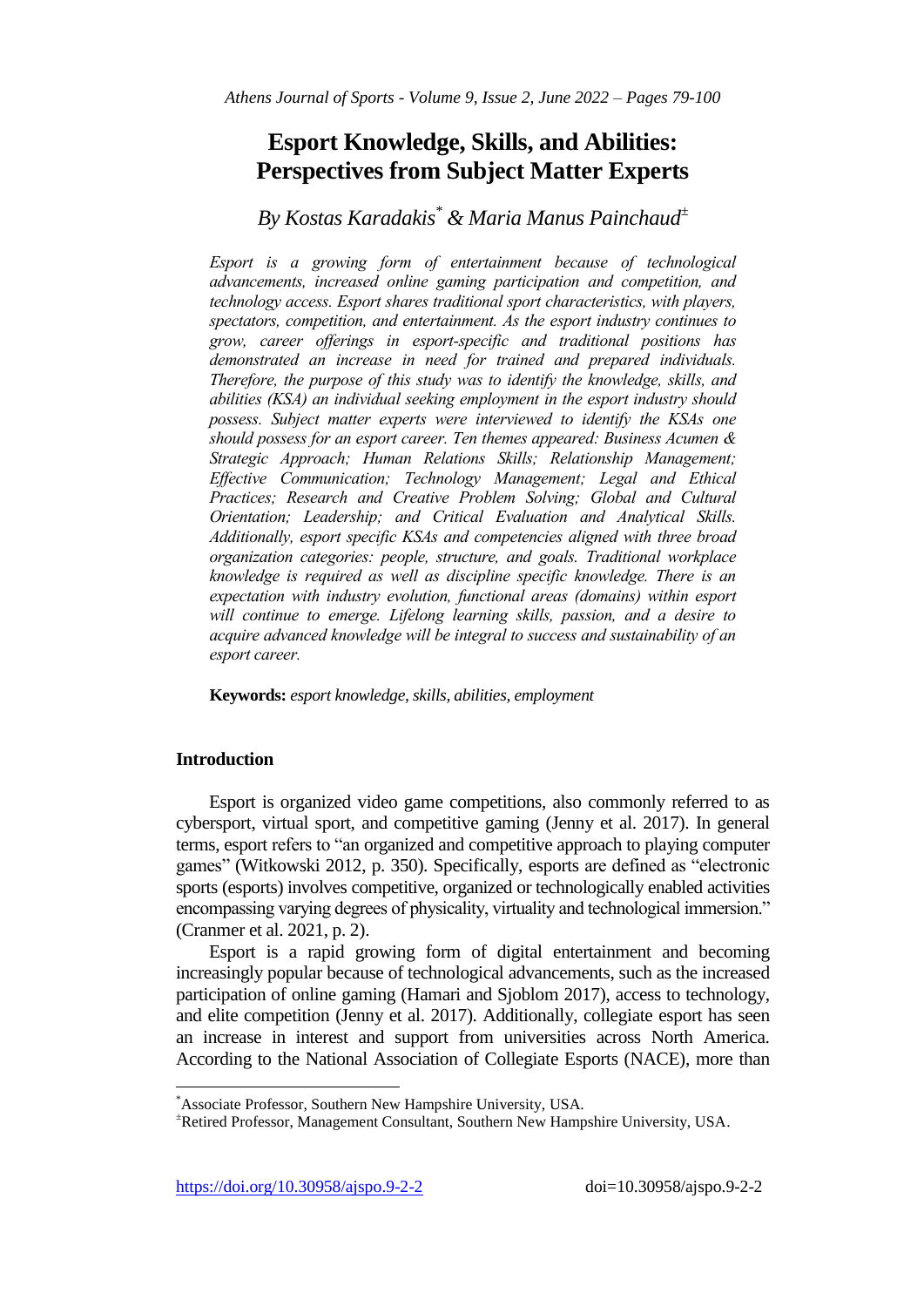# Esport Knowledge, Skills, and Abilities: Perspectives from Subject Matter Experts

*By Kostas Karadakis[*] & Maria Manus Painchaud[±]*

*Esport is a growing form of entertainment because of technological advancements, increased online gaming participation and competition, and technology access. Esport shares traditional sport characteristics, with players, spectators, competition, and entertainment. As the esport industry continues to grow, career offerings in esport-specific and traditional positions has demonstrated an increase in need for trained and prepared individuals. Therefore, the purpose of this study was to identify the knowledge, skills, and abilities (KSA) an individual seeking employment in the esport industry should possess. Subject matter experts were interviewed to identify the KSAs one should possess for an esport career. Ten themes appeared: Business Acumen & Strategic Approach; Human Relations Skills; Relationship Management; Effective Communication; Technology Management; Legal and Ethical Practices; Research and Creative Problem Solving; Global and Cultural Orientation; Leadership; and Critical Evaluation and Analytical Skills. Additionally, esport specific KSAs and competencies aligned with three broad organization categories: people, structure, and goals. Traditional workplace knowledge is required as well as discipline specific knowledge. There is an expectation with industry evolution, functional areas (domains) within esport will continue to emerge. Lifelong learning skills, passion, and a desire to acquire advanced knowledge will be integral to success and sustainability of an esport career.*

**Keywords:** *esport knowledge, skills, abilities, employment*

## Introduction

Esport is organized video game competitions, also commonly referred to as cybersport, virtual sport, and competitive gaming (Jenny et al. 2017). In general terms, esport refers to "an organized and competitive approach to playing computer games" (Witkowski 2012, p. 350). Specifically, esports are defined as "electronic sports (esports) involves competitive, organized or technologically enabled activities encompassing varying degrees of physicality, virtuality and technological immersion." (Cranmer et al. 2021, p. 2).

Esport is a rapid growing form of digital entertainment and becoming increasingly popular because of technological advancements, such as the increased participation of online gaming (Hamari and Sjoblom 2017), access to technology, and elite competition (Jenny et al. 2017). Additionally, collegiate esport has seen an increase in interest and support from universities across North America. According to the National Association of Collegiate Esports (NACE), more than

---

[*] Associate Professor, Southern New Hampshire University, USA.

[±] Retired Professor, Management Consultant, Southern New Hampshire University, USA.

https://doi.org/10.30958/ajspo.9-2-2 doi=10.30958/ajspo.9-2-2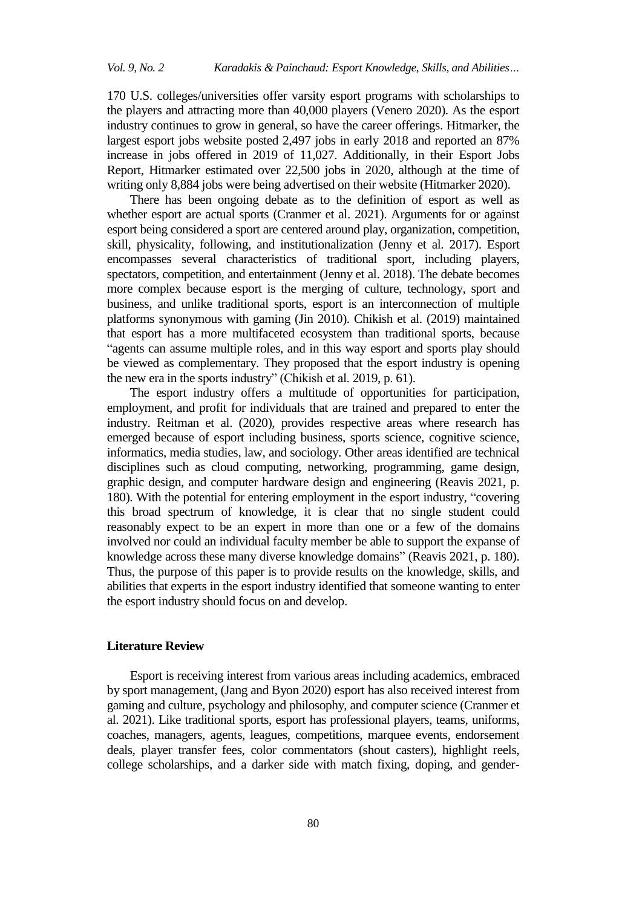170 U.S. colleges/universities offer varsity esport programs with scholarships to the players and attracting more than 40,000 players (Venero 2020). As the esport industry continues to grow in general, so have the career offerings. Hitmarker, the largest esport jobs website posted 2,497 jobs in early 2018 and reported an 87% increase in jobs offered in 2019 of 11,027. Additionally, in their Esport Jobs Report, Hitmarker estimated over 22,500 jobs in 2020, although at the time of writing only 8,884 jobs were being advertised on their website (Hitmarker 2020).

There has been ongoing debate as to the definition of esport as well as whether esport are actual sports (Cranmer et al. 2021). Arguments for or against esport being considered a sport are centered around play, organization, competition, skill, physicality, following, and institutionalization (Jenny et al. 2017). Esport encompasses several characteristics of traditional sport, including players, spectators, competition, and entertainment (Jenny et al. 2018). The debate becomes more complex because esport is the merging of culture, technology, sport and business, and unlike traditional sports, esport is an interconnection of multiple platforms synonymous with gaming (Jin 2010). Chikish et al. (2019) maintained that esport has a more multifaceted ecosystem than traditional sports, because "agents can assume multiple roles, and in this way esport and sports play should be viewed as complementary. They proposed that the esport industry is opening the new era in the sports industry" (Chikish et al. 2019, p. 61).

The esport industry offers a multitude of opportunities for participation, employment, and profit for individuals that are trained and prepared to enter the industry. Reitman et al. (2020), provides respective areas where research has emerged because of esport including business, sports science, cognitive science, informatics, media studies, law, and sociology. Other areas identified are technical disciplines such as cloud computing, networking, programming, game design, graphic design, and computer hardware design and engineering (Reavis 2021, p. 180). With the potential for entering employment in the esport industry, "covering this broad spectrum of knowledge, it is clear that no single student could reasonably expect to be an expert in more than one or a few of the domains involved nor could an individual faculty member be able to support the expanse of knowledge across these many diverse knowledge domains" (Reavis 2021, p. 180). Thus, the purpose of this paper is to provide results on the knowledge, skills, and abilities that experts in the esport industry identified that someone wanting to enter the esport industry should focus on and develop.

## Literature Review

Esport is receiving interest from various areas including academics, embraced by sport management, (Jang and Byon 2020) esport has also received interest from gaming and culture, psychology and philosophy, and computer science (Cranmer et al. 2021). Like traditional sports, esport has professional players, teams, uniforms, coaches, managers, agents, leagues, competitions, marquee events, endorsement deals, player transfer fees, color commentators (shout casters), highlight reels, college scholarships, and a darker side with match fixing, doping, and gender-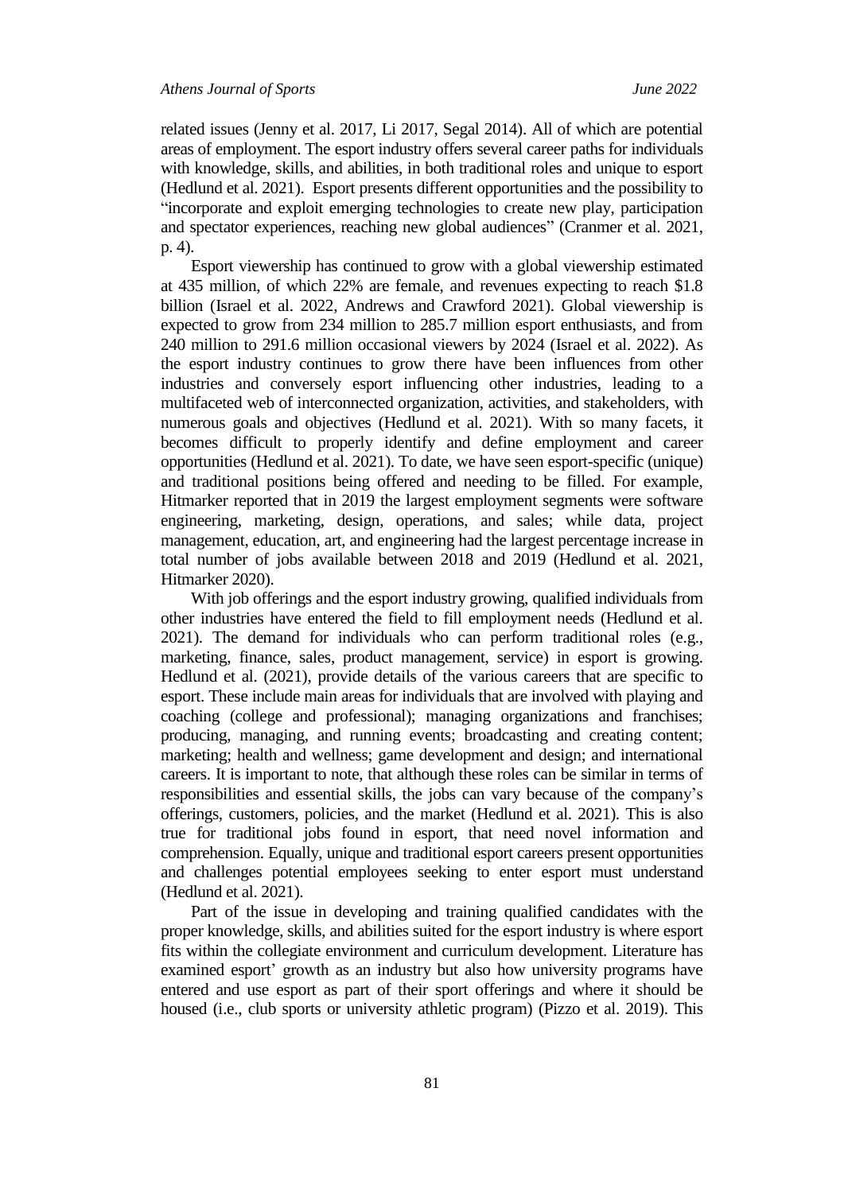related issues (Jenny et al. 2017, Li 2017, Segal 2014). All of which are potential areas of employment. The esport industry offers several career paths for individuals with knowledge, skills, and abilities, in both traditional roles and unique to esport (Hedlund et al. 2021). Esport presents different opportunities and the possibility to "incorporate and exploit emerging technologies to create new play, participation and spectator experiences, reaching new global audiences" (Cranmer et al. 2021, p. 4).

Esport viewership has continued to grow with a global viewership estimated at 435 million, of which 22% are female, and revenues expecting to reach $1.8 billion (Israel et al. 2022, Andrews and Crawford 2021). Global viewership is expected to grow from 234 million to 285.7 million esport enthusiasts, and from 240 million to 291.6 million occasional viewers by 2024 (Israel et al. 2022). As the esport industry continues to grow there have been influences from other industries and conversely esport influencing other industries, leading to a multifaceted web of interconnected organization, activities, and stakeholders, with numerous goals and objectives (Hedlund et al. 2021). With so many facets, it becomes difficult to properly identify and define employment and career opportunities (Hedlund et al. 2021). To date, we have seen esport-specific (unique) and traditional positions being offered and needing to be filled. For example, Hitmarker reported that in 2019 the largest employment segments were software engineering, marketing, design, operations, and sales; while data, project management, education, art, and engineering had the largest percentage increase in total number of jobs available between 2018 and 2019 (Hedlund et al. 2021, Hitmarker 2020).

With job offerings and the esport industry growing, qualified individuals from other industries have entered the field to fill employment needs (Hedlund et al. 2021). The demand for individuals who can perform traditional roles (e.g., marketing, finance, sales, product management, service) in esport is growing. Hedlund et al. (2021), provide details of the various careers that are specific to esport. These include main areas for individuals that are involved with playing and coaching (college and professional); managing organizations and franchises; producing, managing, and running events; broadcasting and creating content; marketing; health and wellness; game development and design; and international careers. It is important to note, that although these roles can be similar in terms of responsibilities and essential skills, the jobs can vary because of the company's offerings, customers, policies, and the market (Hedlund et al. 2021). This is also true for traditional jobs found in esport, that need novel information and comprehension. Equally, unique and traditional esport careers present opportunities and challenges potential employees seeking to enter esport must understand (Hedlund et al. 2021).

Part of the issue in developing and training qualified candidates with the proper knowledge, skills, and abilities suited for the esport industry is where esport fits within the collegiate environment and curriculum development. Literature has examined esport' growth as an industry but also how university programs have entered and use esport as part of their sport offerings and where it should be housed (i.e., club sports or university athletic program) (Pizzo et al. 2019). This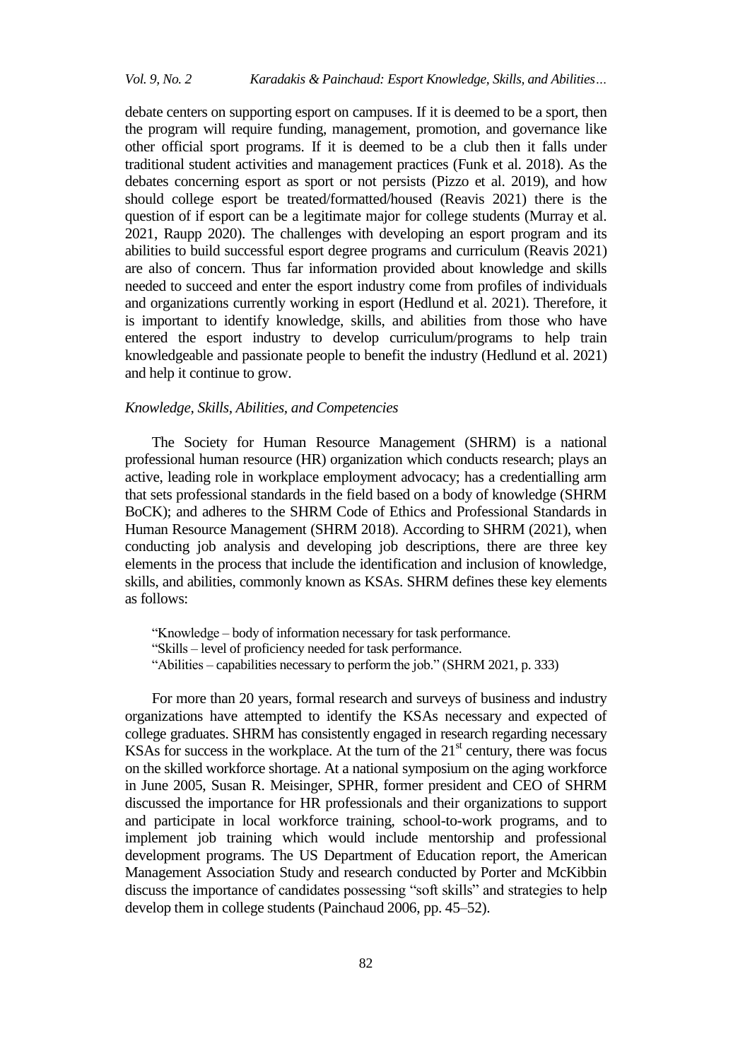debate centers on supporting esport on campuses. If it is deemed to be a sport, then the program will require funding, management, promotion, and governance like other official sport programs. If it is deemed to be a club then it falls under traditional student activities and management practices (Funk et al. 2018). As the debates concerning esport as sport or not persists (Pizzo et al. 2019), and how should college esport be treated/formatted/housed (Reavis 2021) there is the question of if esport can be a legitimate major for college students (Murray et al. 2021, Raupp 2020). The challenges with developing an esport program and its abilities to build successful esport degree programs and curriculum (Reavis 2021) are also of concern. Thus far information provided about knowledge and skills needed to succeed and enter the esport industry come from profiles of individuals and organizations currently working in esport (Hedlund et al. 2021). Therefore, it is important to identify knowledge, skills, and abilities from those who have entered the esport industry to develop curriculum/programs to help train knowledgeable and passionate people to benefit the industry (Hedlund et al. 2021) and help it continue to grow.

### *Knowledge, Skills, Abilities, and Competencies*

The Society for Human Resource Management (SHRM) is a national professional human resource (HR) organization which conducts research; plays an active, leading role in workplace employment advocacy; has a credentialling arm that sets professional standards in the field based on a body of knowledge (SHRM BoCK); and adheres to the SHRM Code of Ethics and Professional Standards in Human Resource Management (SHRM 2018). According to SHRM (2021), when conducting job analysis and developing job descriptions, there are three key elements in the process that include the identification and inclusion of knowledge, skills, and abilities, commonly known as KSAs. SHRM defines these key elements as follows:

> "Knowledge – body of information necessary for task performance.
> "Skills – level of proficiency needed for task performance.
> "Abilities – capabilities necessary to perform the job." (SHRM 2021, p. 333)

For more than 20 years, formal research and surveys of business and industry organizations have attempted to identify the KSAs necessary and expected of college graduates. SHRM has consistently engaged in research regarding necessary KSAs for success in the workplace. At the turn of the 21st century, there was focus on the skilled workforce shortage. At a national symposium on the aging workforce in June 2005, Susan R. Meisinger, SPHR, former president and CEO of SHRM discussed the importance for HR professionals and their organizations to support and participate in local workforce training, school-to-work programs, and to implement job training which would include mentorship and professional development programs. The US Department of Education report, the American Management Association Study and research conducted by Porter and McKibbin discuss the importance of candidates possessing "soft skills" and strategies to help develop them in college students (Painchaud 2006, pp. 45–52).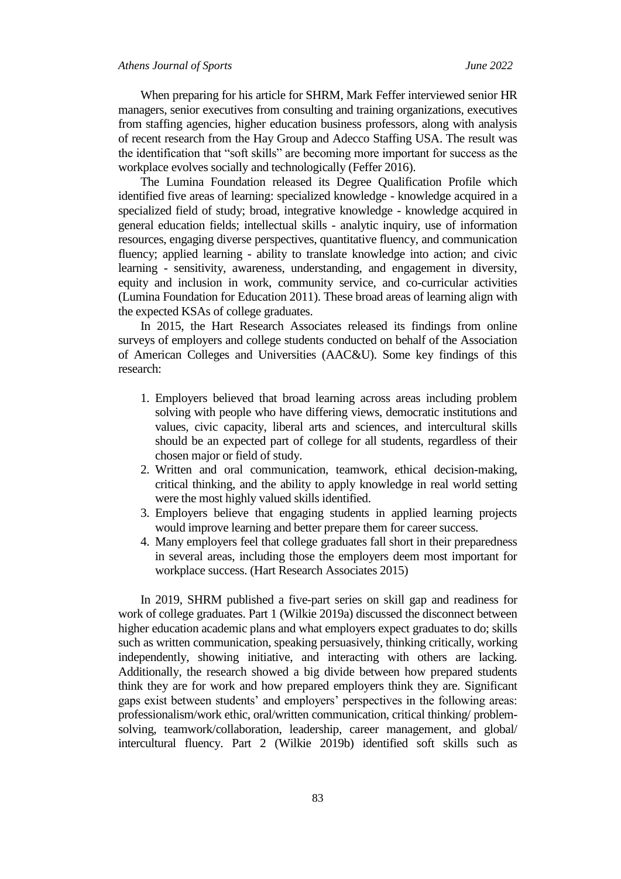When preparing for his article for SHRM, Mark Feffer interviewed senior HR managers, senior executives from consulting and training organizations, executives from staffing agencies, higher education business professors, along with analysis of recent research from the Hay Group and Adecco Staffing USA. The result was the identification that "soft skills" are becoming more important for success as the workplace evolves socially and technologically (Feffer 2016).

The Lumina Foundation released its Degree Qualification Profile which identified five areas of learning: specialized knowledge - knowledge acquired in a specialized field of study; broad, integrative knowledge - knowledge acquired in general education fields; intellectual skills - analytic inquiry, use of information resources, engaging diverse perspectives, quantitative fluency, and communication fluency; applied learning - ability to translate knowledge into action; and civic learning - sensitivity, awareness, understanding, and engagement in diversity, equity and inclusion in work, community service, and co-curricular activities (Lumina Foundation for Education 2011). These broad areas of learning align with the expected KSAs of college graduates.

In 2015, the Hart Research Associates released its findings from online surveys of employers and college students conducted on behalf of the Association of American Colleges and Universities (AAC&U). Some key findings of this research:

1. Employers believed that broad learning across areas including problem solving with people who have differing views, democratic institutions and values, civic capacity, liberal arts and sciences, and intercultural skills should be an expected part of college for all students, regardless of their chosen major or field of study.
2. Written and oral communication, teamwork, ethical decision-making, critical thinking, and the ability to apply knowledge in real world setting were the most highly valued skills identified.
3. Employers believe that engaging students in applied learning projects would improve learning and better prepare them for career success.
4. Many employers feel that college graduates fall short in their preparedness in several areas, including those the employers deem most important for workplace success. (Hart Research Associates 2015)

In 2019, SHRM published a five-part series on skill gap and readiness for work of college graduates. Part 1 (Wilkie 2019a) discussed the disconnect between higher education academic plans and what employers expect graduates to do; skills such as written communication, speaking persuasively, thinking critically, working independently, showing initiative, and interacting with others are lacking. Additionally, the research showed a big divide between how prepared students think they are for work and how prepared employers think they are. Significant gaps exist between students' and employers' perspectives in the following areas: professionalism/work ethic, oral/written communication, critical thinking/ problem-solving, teamwork/collaboration, leadership, career management, and global/ intercultural fluency. Part 2 (Wilkie 2019b) identified soft skills such as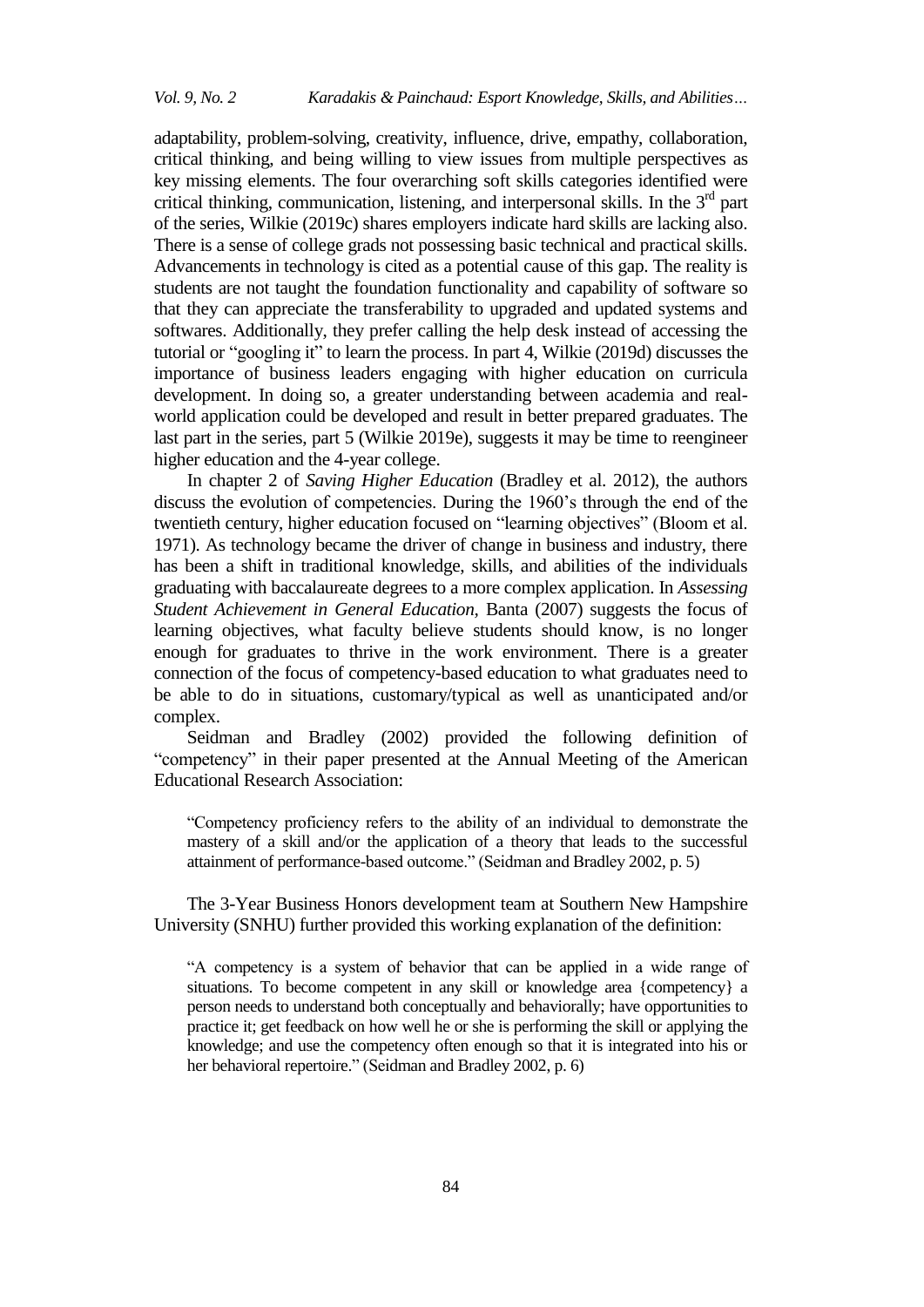adaptability, problem-solving, creativity, influence, drive, empathy, collaboration, critical thinking, and being willing to view issues from multiple perspectives as key missing elements. The four overarching soft skills categories identified were critical thinking, communication, listening, and interpersonal skills. In the 3rd part of the series, Wilkie (2019c) shares employers indicate hard skills are lacking also. There is a sense of college grads not possessing basic technical and practical skills. Advancements in technology is cited as a potential cause of this gap. The reality is students are not taught the foundation functionality and capability of software so that they can appreciate the transferability to upgraded and updated systems and softwares. Additionally, they prefer calling the help desk instead of accessing the tutorial or "googling it" to learn the process. In part 4, Wilkie (2019d) discusses the importance of business leaders engaging with higher education on curricula development. In doing so, a greater understanding between academia and real-world application could be developed and result in better prepared graduates. The last part in the series, part 5 (Wilkie 2019e), suggests it may be time to reengineer higher education and the 4-year college.

In chapter 2 of *Saving Higher Education* (Bradley et al. 2012), the authors discuss the evolution of competencies. During the 1960's through the end of the twentieth century, higher education focused on "learning objectives" (Bloom et al. 1971). As technology became the driver of change in business and industry, there has been a shift in traditional knowledge, skills, and abilities of the individuals graduating with baccalaureate degrees to a more complex application. In *Assessing Student Achievement in General Education*, Banta (2007) suggests the focus of learning objectives, what faculty believe students should know, is no longer enough for graduates to thrive in the work environment. There is a greater connection of the focus of competency-based education to what graduates need to be able to do in situations, customary/typical as well as unanticipated and/or complex.

Seidman and Bradley (2002) provided the following definition of "competency" in their paper presented at the Annual Meeting of the American Educational Research Association:

> "Competency proficiency refers to the ability of an individual to demonstrate the mastery of a skill and/or the application of a theory that leads to the successful attainment of performance-based outcome." (Seidman and Bradley 2002, p. 5)

The 3-Year Business Honors development team at Southern New Hampshire University (SNHU) further provided this working explanation of the definition:

> "A competency is a system of behavior that can be applied in a wide range of situations. To become competent in any skill or knowledge area {competency} a person needs to understand both conceptually and behaviorally; have opportunities to practice it; get feedback on how well he or she is performing the skill or applying the knowledge; and use the competency often enough so that it is integrated into his or her behavioral repertoire." (Seidman and Bradley 2002, p. 6)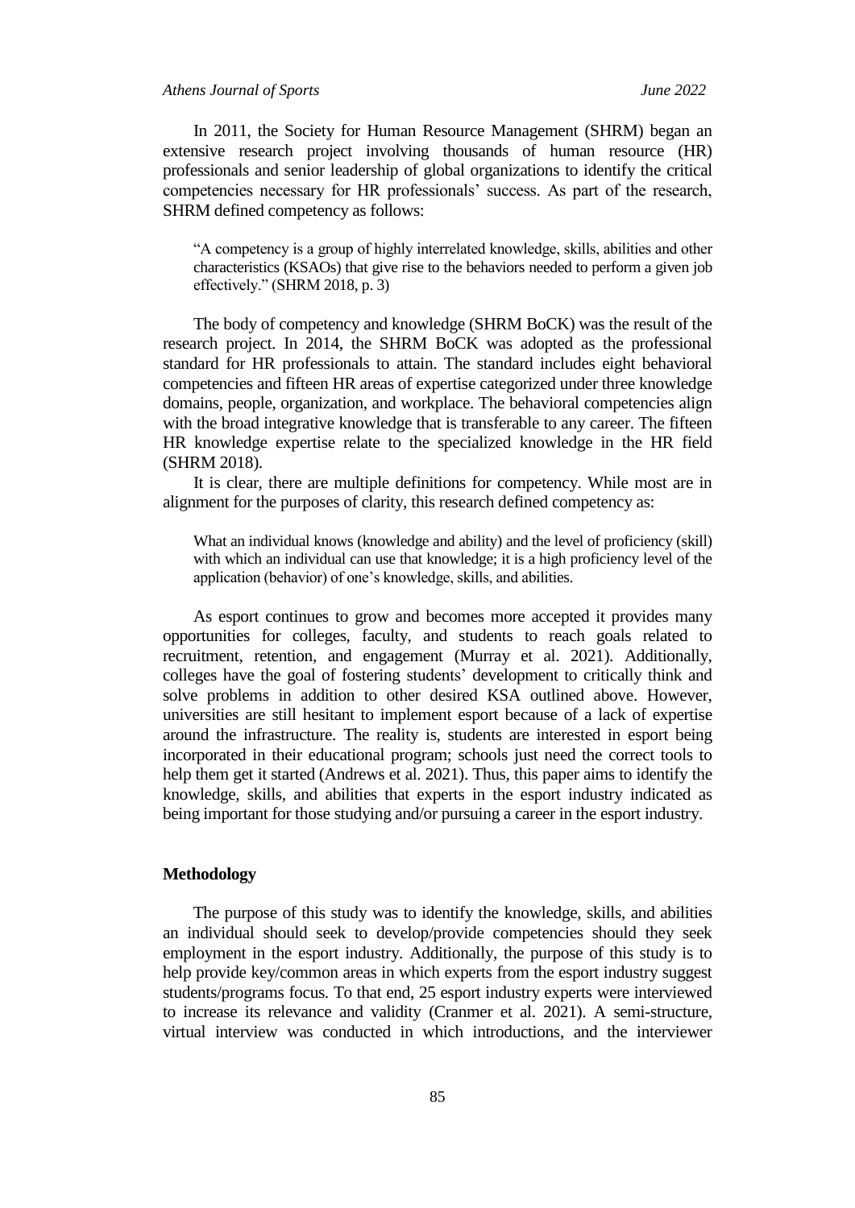In 2011, the Society for Human Resource Management (SHRM) began an extensive research project involving thousands of human resource (HR) professionals and senior leadership of global organizations to identify the critical competencies necessary for HR professionals' success. As part of the research, SHRM defined competency as follows:

> "A competency is a group of highly interrelated knowledge, skills, abilities and other characteristics (KSAOs) that give rise to the behaviors needed to perform a given job effectively." (SHRM 2018, p. 3)

The body of competency and knowledge (SHRM BoCK) was the result of the research project. In 2014, the SHRM BoCK was adopted as the professional standard for HR professionals to attain. The standard includes eight behavioral competencies and fifteen HR areas of expertise categorized under three knowledge domains, people, organization, and workplace. The behavioral competencies align with the broad integrative knowledge that is transferable to any career. The fifteen HR knowledge expertise relate to the specialized knowledge in the HR field (SHRM 2018).

It is clear, there are multiple definitions for competency. While most are in alignment for the purposes of clarity, this research defined competency as:

> What an individual knows (knowledge and ability) and the level of proficiency (skill) with which an individual can use that knowledge; it is a high proficiency level of the application (behavior) of one's knowledge, skills, and abilities.

As esport continues to grow and becomes more accepted it provides many opportunities for colleges, faculty, and students to reach goals related to recruitment, retention, and engagement (Murray et al. 2021). Additionally, colleges have the goal of fostering students' development to critically think and solve problems in addition to other desired KSA outlined above. However, universities are still hesitant to implement esport because of a lack of expertise around the infrastructure. The reality is, students are interested in esport being incorporated in their educational program; schools just need the correct tools to help them get it started (Andrews et al. 2021). Thus, this paper aims to identify the knowledge, skills, and abilities that experts in the esport industry indicated as being important for those studying and/or pursuing a career in the esport industry.

## Methodology

The purpose of this study was to identify the knowledge, skills, and abilities an individual should seek to develop/provide competencies should they seek employment in the esport industry. Additionally, the purpose of this study is to help provide key/common areas in which experts from the esport industry suggest students/programs focus. To that end, 25 esport industry experts were interviewed to increase its relevance and validity (Cranmer et al. 2021). A semi-structure, virtual interview was conducted in which introductions, and the interviewer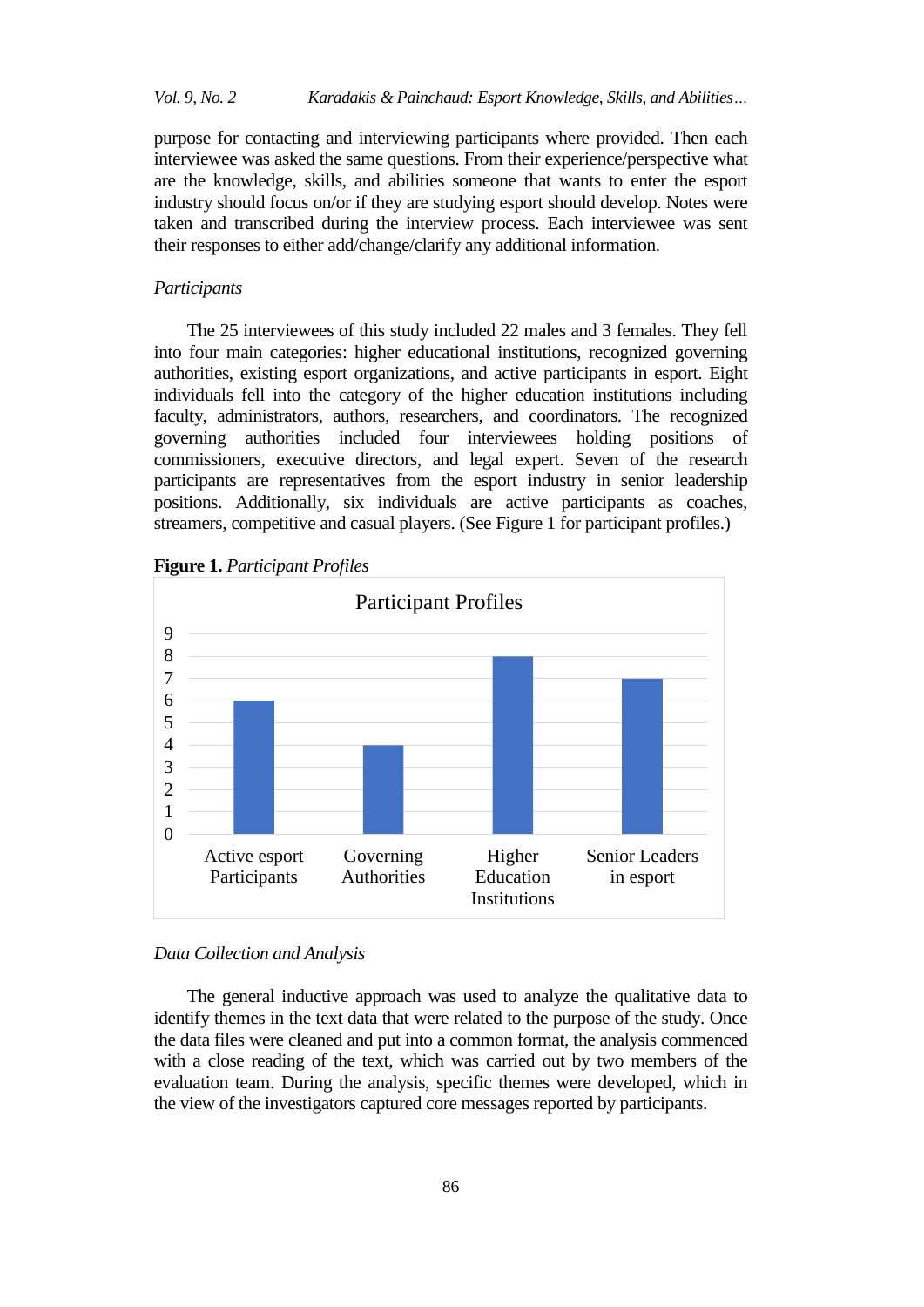purpose for contacting and interviewing participants where provided. Then each interviewee was asked the same questions. From their experience/perspective what are the knowledge, skills, and abilities someone that wants to enter the esport industry should focus on/or if they are studying esport should develop. Notes were taken and transcribed during the interview process. Each interviewee was sent their responses to either add/change/clarify any additional information.

*Participants*

The 25 interviewees of this study included 22 males and 3 females. They fell into four main categories: higher educational institutions, recognized governing authorities, existing esport organizations, and active participants in esport. Eight individuals fell into the category of the higher education institutions including faculty, administrators, authors, researchers, and coordinators. The recognized governing authorities included four interviewees holding positions of commissioners, executive directors, and legal expert. Seven of the research participants are representatives from the esport industry in senior leadership positions. Additionally, six individuals are active participants as coaches, streamers, competitive and casual players. (See Figure 1 for participant profiles.)

**Figure 1.** *Participant Profiles*

Participant Profiles

| Category | Count |
|---|---|
| Active esport Participants | 6 |
| Governing Authorities | 4 |
| Higher Education Institutions | 8 |
| Senior Leaders in esport | 7 |

*Data Collection and Analysis*

The general inductive approach was used to analyze the qualitative data to identify themes in the text data that were related to the purpose of the study. Once the data files were cleaned and put into a common format, the analysis commenced with a close reading of the text, which was carried out by two members of the evaluation team. During the analysis, specific themes were developed, which in the view of the investigators captured core messages reported by participants.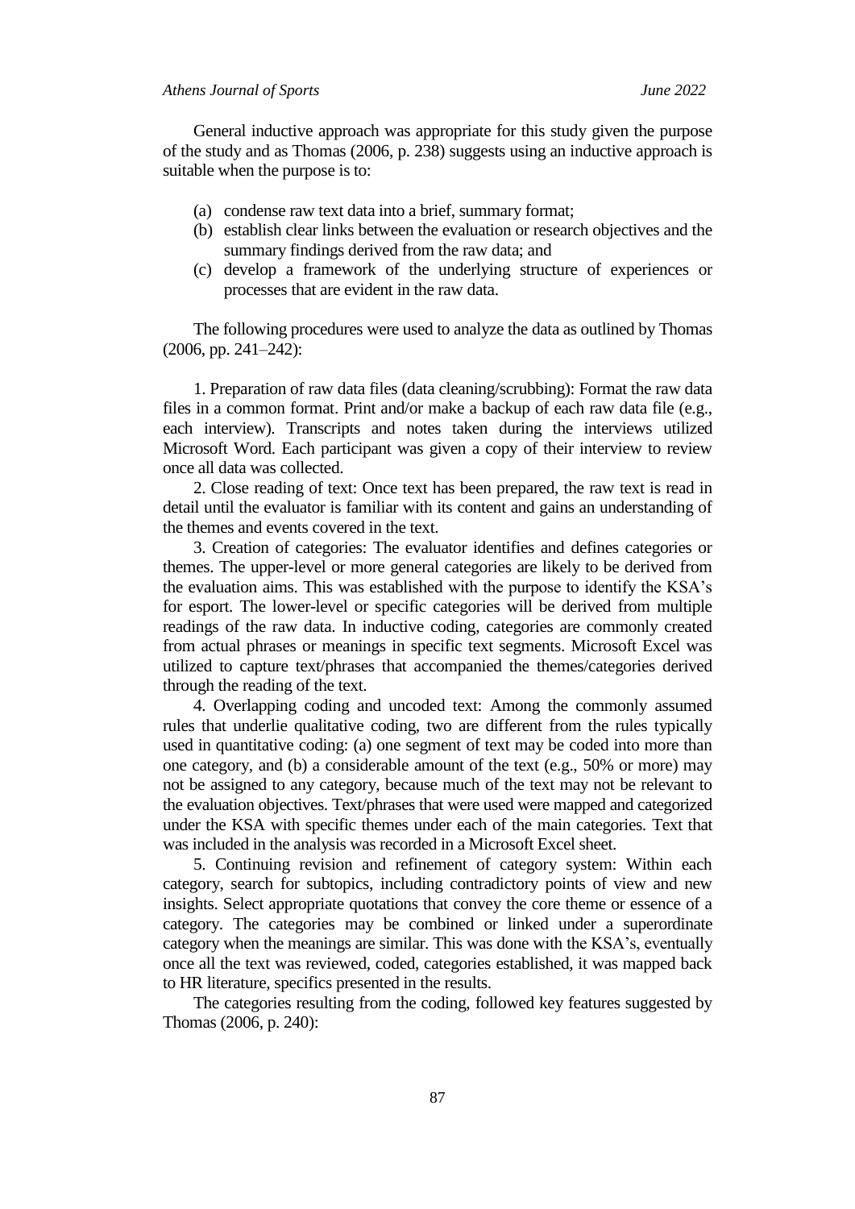General inductive approach was appropriate for this study given the purpose of the study and as Thomas (2006, p. 238) suggests using an inductive approach is suitable when the purpose is to:

(a) condense raw text data into a brief, summary format;
(b) establish clear links between the evaluation or research objectives and the summary findings derived from the raw data; and
(c) develop a framework of the underlying structure of experiences or processes that are evident in the raw data.

The following procedures were used to analyze the data as outlined by Thomas (2006, pp. 241–242):

1. Preparation of raw data files (data cleaning/scrubbing): Format the raw data files in a common format. Print and/or make a backup of each raw data file (e.g., each interview). Transcripts and notes taken during the interviews utilized Microsoft Word. Each participant was given a copy of their interview to review once all data was collected.

2. Close reading of text: Once text has been prepared, the raw text is read in detail until the evaluator is familiar with its content and gains an understanding of the themes and events covered in the text.

3. Creation of categories: The evaluator identifies and defines categories or themes. The upper-level or more general categories are likely to be derived from the evaluation aims. This was established with the purpose to identify the KSA's for esport. The lower-level or specific categories will be derived from multiple readings of the raw data. In inductive coding, categories are commonly created from actual phrases or meanings in specific text segments. Microsoft Excel was utilized to capture text/phrases that accompanied the themes/categories derived through the reading of the text.

4. Overlapping coding and uncoded text: Among the commonly assumed rules that underlie qualitative coding, two are different from the rules typically used in quantitative coding: (a) one segment of text may be coded into more than one category, and (b) a considerable amount of the text (e.g., 50% or more) may not be assigned to any category, because much of the text may not be relevant to the evaluation objectives. Text/phrases that were used were mapped and categorized under the KSA with specific themes under each of the main categories. Text that was included in the analysis was recorded in a Microsoft Excel sheet.

5. Continuing revision and refinement of category system: Within each category, search for subtopics, including contradictory points of view and new insights. Select appropriate quotations that convey the core theme or essence of a category. The categories may be combined or linked under a superordinate category when the meanings are similar. This was done with the KSA's, eventually once all the text was reviewed, coded, categories established, it was mapped back to HR literature, specifics presented in the results.

The categories resulting from the coding, followed key features suggested by Thomas (2006, p. 240):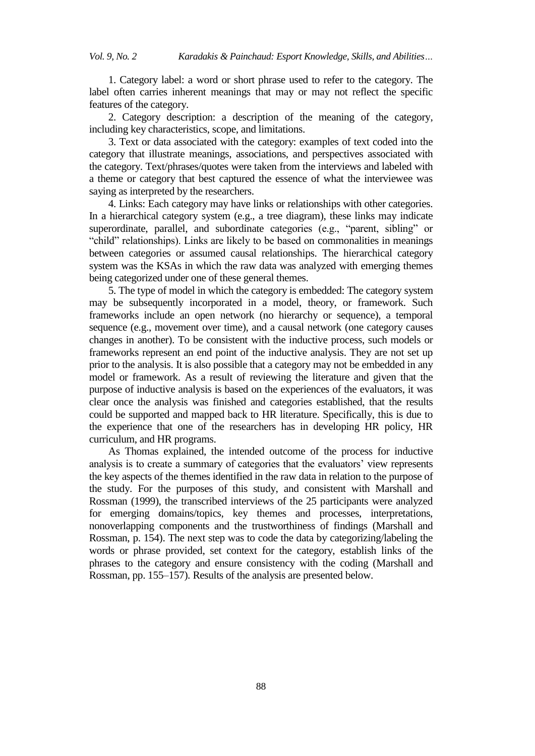1. Category label: a word or short phrase used to refer to the category. The label often carries inherent meanings that may or may not reflect the specific features of the category.

2. Category description: a description of the meaning of the category, including key characteristics, scope, and limitations.

3. Text or data associated with the category: examples of text coded into the category that illustrate meanings, associations, and perspectives associated with the category. Text/phrases/quotes were taken from the interviews and labeled with a theme or category that best captured the essence of what the interviewee was saying as interpreted by the researchers.

4. Links: Each category may have links or relationships with other categories. In a hierarchical category system (e.g., a tree diagram), these links may indicate superordinate, parallel, and subordinate categories (e.g., "parent, sibling" or "child" relationships). Links are likely to be based on commonalities in meanings between categories or assumed causal relationships. The hierarchical category system was the KSAs in which the raw data was analyzed with emerging themes being categorized under one of these general themes.

5. The type of model in which the category is embedded: The category system may be subsequently incorporated in a model, theory, or framework. Such frameworks include an open network (no hierarchy or sequence), a temporal sequence (e.g., movement over time), and a causal network (one category causes changes in another). To be consistent with the inductive process, such models or frameworks represent an end point of the inductive analysis. They are not set up prior to the analysis. It is also possible that a category may not be embedded in any model or framework. As a result of reviewing the literature and given that the purpose of inductive analysis is based on the experiences of the evaluators, it was clear once the analysis was finished and categories established, that the results could be supported and mapped back to HR literature. Specifically, this is due to the experience that one of the researchers has in developing HR policy, HR curriculum, and HR programs.

As Thomas explained, the intended outcome of the process for inductive analysis is to create a summary of categories that the evaluators' view represents the key aspects of the themes identified in the raw data in relation to the purpose of the study. For the purposes of this study, and consistent with Marshall and Rossman (1999), the transcribed interviews of the 25 participants were analyzed for emerging domains/topics, key themes and processes, interpretations, nonoverlapping components and the trustworthiness of findings (Marshall and Rossman, p. 154). The next step was to code the data by categorizing/labeling the words or phrase provided, set context for the category, establish links of the phrases to the category and ensure consistency with the coding (Marshall and Rossman, pp. 155–157). Results of the analysis are presented below.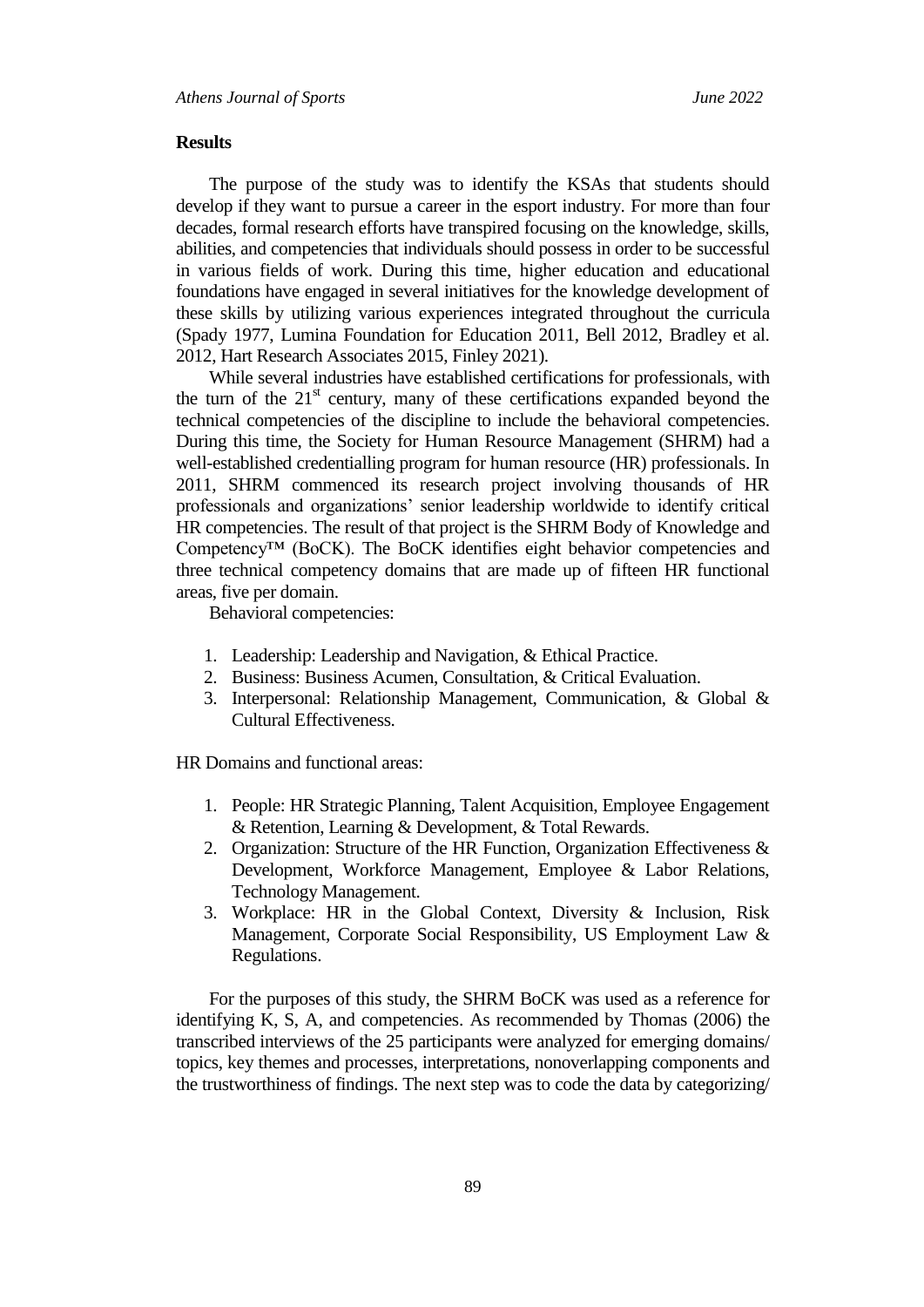## Results

The purpose of the study was to identify the KSAs that students should develop if they want to pursue a career in the esport industry. For more than four decades, formal research efforts have transpired focusing on the knowledge, skills, abilities, and competencies that individuals should possess in order to be successful in various fields of work. During this time, higher education and educational foundations have engaged in several initiatives for the knowledge development of these skills by utilizing various experiences integrated throughout the curricula (Spady 1977, Lumina Foundation for Education 2011, Bell 2012, Bradley et al. 2012, Hart Research Associates 2015, Finley 2021).

While several industries have established certifications for professionals, with the turn of the 21st century, many of these certifications expanded beyond the technical competencies of the discipline to include the behavioral competencies. During this time, the Society for Human Resource Management (SHRM) had a well-established credentialling program for human resource (HR) professionals. In 2011, SHRM commenced its research project involving thousands of HR professionals and organizations' senior leadership worldwide to identify critical HR competencies. The result of that project is the SHRM Body of Knowledge and Competency™ (BoCK). The BoCK identifies eight behavior competencies and three technical competency domains that are made up of fifteen HR functional areas, five per domain.

Behavioral competencies:

1. Leadership: Leadership and Navigation, & Ethical Practice.
2. Business: Business Acumen, Consultation, & Critical Evaluation.
3. Interpersonal: Relationship Management, Communication, & Global & Cultural Effectiveness.

HR Domains and functional areas:

1. People: HR Strategic Planning, Talent Acquisition, Employee Engagement & Retention, Learning & Development, & Total Rewards.
2. Organization: Structure of the HR Function, Organization Effectiveness & Development, Workforce Management, Employee & Labor Relations, Technology Management.
3. Workplace: HR in the Global Context, Diversity & Inclusion, Risk Management, Corporate Social Responsibility, US Employment Law & Regulations.

For the purposes of this study, the SHRM BoCK was used as a reference for identifying K, S, A, and competencies. As recommended by Thomas (2006) the transcribed interviews of the 25 participants were analyzed for emerging domains/ topics, key themes and processes, interpretations, nonoverlapping components and the trustworthiness of findings. The next step was to code the data by categorizing/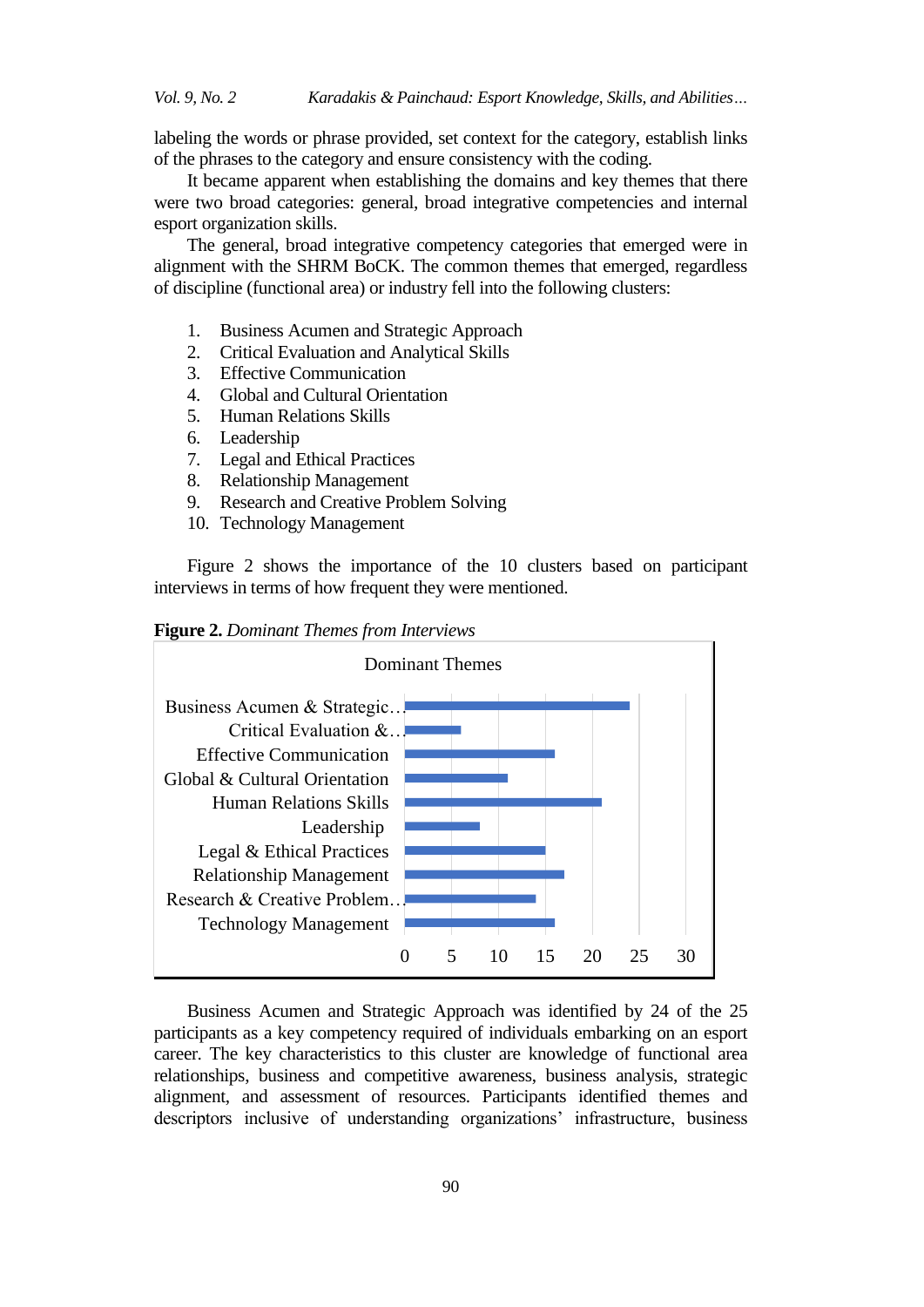labeling the words or phrase provided, set context for the category, establish links of the phrases to the category and ensure consistency with the coding.

It became apparent when establishing the domains and key themes that there were two broad categories: general, broad integrative competencies and internal esport organization skills.

The general, broad integrative competency categories that emerged were in alignment with the SHRM BoCK. The common themes that emerged, regardless of discipline (functional area) or industry fell into the following clusters:

1. Business Acumen and Strategic Approach
2. Critical Evaluation and Analytical Skills
3. Effective Communication
4. Global and Cultural Orientation
5. Human Relations Skills
6. Leadership
7. Legal and Ethical Practices
8. Relationship Management
9. Research and Creative Problem Solving
10. Technology Management

Figure 2 shows the importance of the 10 clusters based on participant interviews in terms of how frequent they were mentioned.

**Figure 2.** *Dominant Themes from Interviews*

Dominant Themes

| Theme | Mentions (approx.) |
|---|---|
| Business Acumen & Strategic… | 24 |
| Critical Evaluation &… | 6 |
| Effective Communication | 16 |
| Global & Cultural Orientation | 11 |
| Human Relations Skills | 21 |
| Leadership | 8 |
| Legal & Ethical Practices | 15 |
| Relationship Management | 17 |
| Research & Creative Problem… | 14 |
| Technology Management | 16 |

Business Acumen and Strategic Approach was identified by 24 of the 25 participants as a key competency required of individuals embarking on an esport career. The key characteristics to this cluster are knowledge of functional area relationships, business and competitive awareness, business analysis, strategic alignment, and assessment of resources. Participants identified themes and descriptors inclusive of understanding organizations' infrastructure, business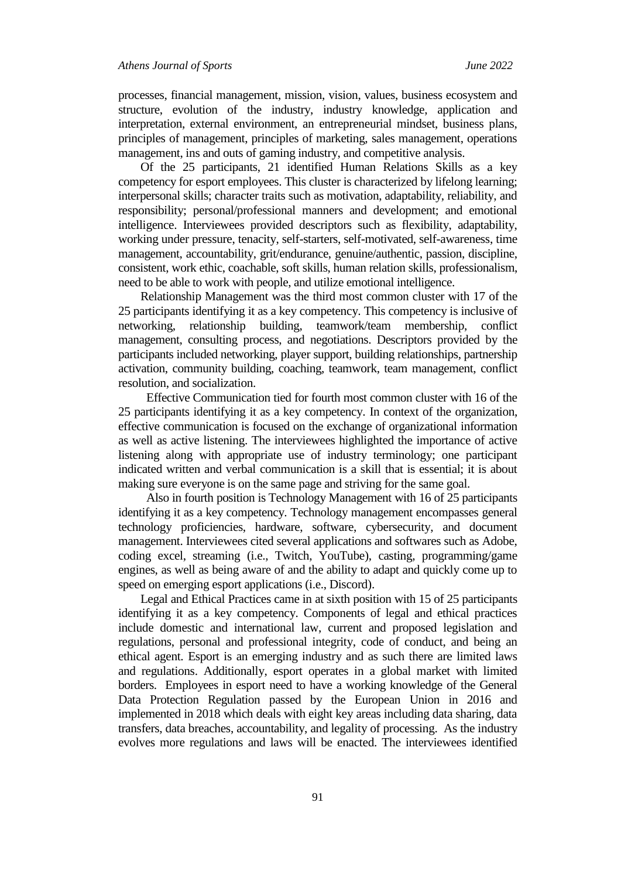processes, financial management, mission, vision, values, business ecosystem and structure, evolution of the industry, industry knowledge, application and interpretation, external environment, an entrepreneurial mindset, business plans, principles of management, principles of marketing, sales management, operations management, ins and outs of gaming industry, and competitive analysis.

Of the 25 participants, 21 identified Human Relations Skills as a key competency for esport employees. This cluster is characterized by lifelong learning; interpersonal skills; character traits such as motivation, adaptability, reliability, and responsibility; personal/professional manners and development; and emotional intelligence. Interviewees provided descriptors such as flexibility, adaptability, working under pressure, tenacity, self-starters, self-motivated, self-awareness, time management, accountability, grit/endurance, genuine/authentic, passion, discipline, consistent, work ethic, coachable, soft skills, human relation skills, professionalism, need to be able to work with people, and utilize emotional intelligence.

Relationship Management was the third most common cluster with 17 of the 25 participants identifying it as a key competency. This competency is inclusive of networking, relationship building, teamwork/team membership, conflict management, consulting process, and negotiations. Descriptors provided by the participants included networking, player support, building relationships, partnership activation, community building, coaching, teamwork, team management, conflict resolution, and socialization.

Effective Communication tied for fourth most common cluster with 16 of the 25 participants identifying it as a key competency. In context of the organization, effective communication is focused on the exchange of organizational information as well as active listening. The interviewees highlighted the importance of active listening along with appropriate use of industry terminology; one participant indicated written and verbal communication is a skill that is essential; it is about making sure everyone is on the same page and striving for the same goal.

Also in fourth position is Technology Management with 16 of 25 participants identifying it as a key competency. Technology management encompasses general technology proficiencies, hardware, software, cybersecurity, and document management. Interviewees cited several applications and softwares such as Adobe, coding excel, streaming (i.e., Twitch, YouTube), casting, programming/game engines, as well as being aware of and the ability to adapt and quickly come up to speed on emerging esport applications (i.e., Discord).

Legal and Ethical Practices came in at sixth position with 15 of 25 participants identifying it as a key competency. Components of legal and ethical practices include domestic and international law, current and proposed legislation and regulations, personal and professional integrity, code of conduct, and being an ethical agent. Esport is an emerging industry and as such there are limited laws and regulations. Additionally, esport operates in a global market with limited borders. Employees in esport need to have a working knowledge of the General Data Protection Regulation passed by the European Union in 2016 and implemented in 2018 which deals with eight key areas including data sharing, data transfers, data breaches, accountability, and legality of processing. As the industry evolves more regulations and laws will be enacted. The interviewees identified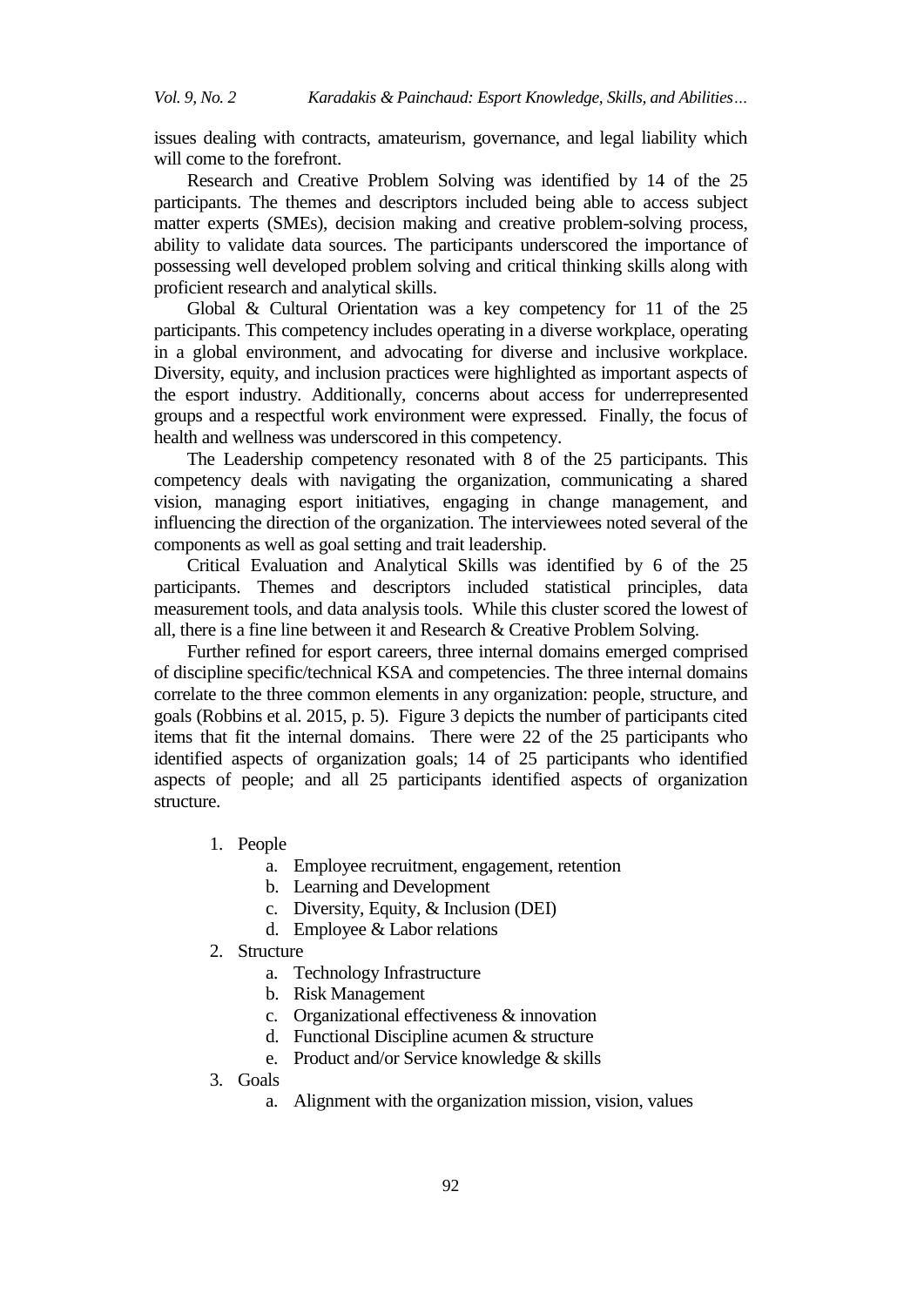issues dealing with contracts, amateurism, governance, and legal liability which will come to the forefront.

Research and Creative Problem Solving was identified by 14 of the 25 participants. The themes and descriptors included being able to access subject matter experts (SMEs), decision making and creative problem-solving process, ability to validate data sources. The participants underscored the importance of possessing well developed problem solving and critical thinking skills along with proficient research and analytical skills.

Global & Cultural Orientation was a key competency for 11 of the 25 participants. This competency includes operating in a diverse workplace, operating in a global environment, and advocating for diverse and inclusive workplace. Diversity, equity, and inclusion practices were highlighted as important aspects of the esport industry. Additionally, concerns about access for underrepresented groups and a respectful work environment were expressed. Finally, the focus of health and wellness was underscored in this competency.

The Leadership competency resonated with 8 of the 25 participants. This competency deals with navigating the organization, communicating a shared vision, managing esport initiatives, engaging in change management, and influencing the direction of the organization. The interviewees noted several of the components as well as goal setting and trait leadership.

Critical Evaluation and Analytical Skills was identified by 6 of the 25 participants. Themes and descriptors included statistical principles, data measurement tools, and data analysis tools. While this cluster scored the lowest of all, there is a fine line between it and Research & Creative Problem Solving.

Further refined for esport careers, three internal domains emerged comprised of discipline specific/technical KSA and competencies. The three internal domains correlate to the three common elements in any organization: people, structure, and goals (Robbins et al. 2015, p. 5). Figure 3 depicts the number of participants cited items that fit the internal domains. There were 22 of the 25 participants who identified aspects of organization goals; 14 of 25 participants who identified aspects of people; and all 25 participants identified aspects of organization structure.

1. People
    a. Employee recruitment, engagement, retention
    b. Learning and Development
    c. Diversity, Equity, & Inclusion (DEI)
    d. Employee & Labor relations
2. Structure
    a. Technology Infrastructure
    b. Risk Management
    c. Organizational effectiveness & innovation
    d. Functional Discipline acumen & structure
    e. Product and/or Service knowledge & skills
3. Goals
    a. Alignment with the organization mission, vision, values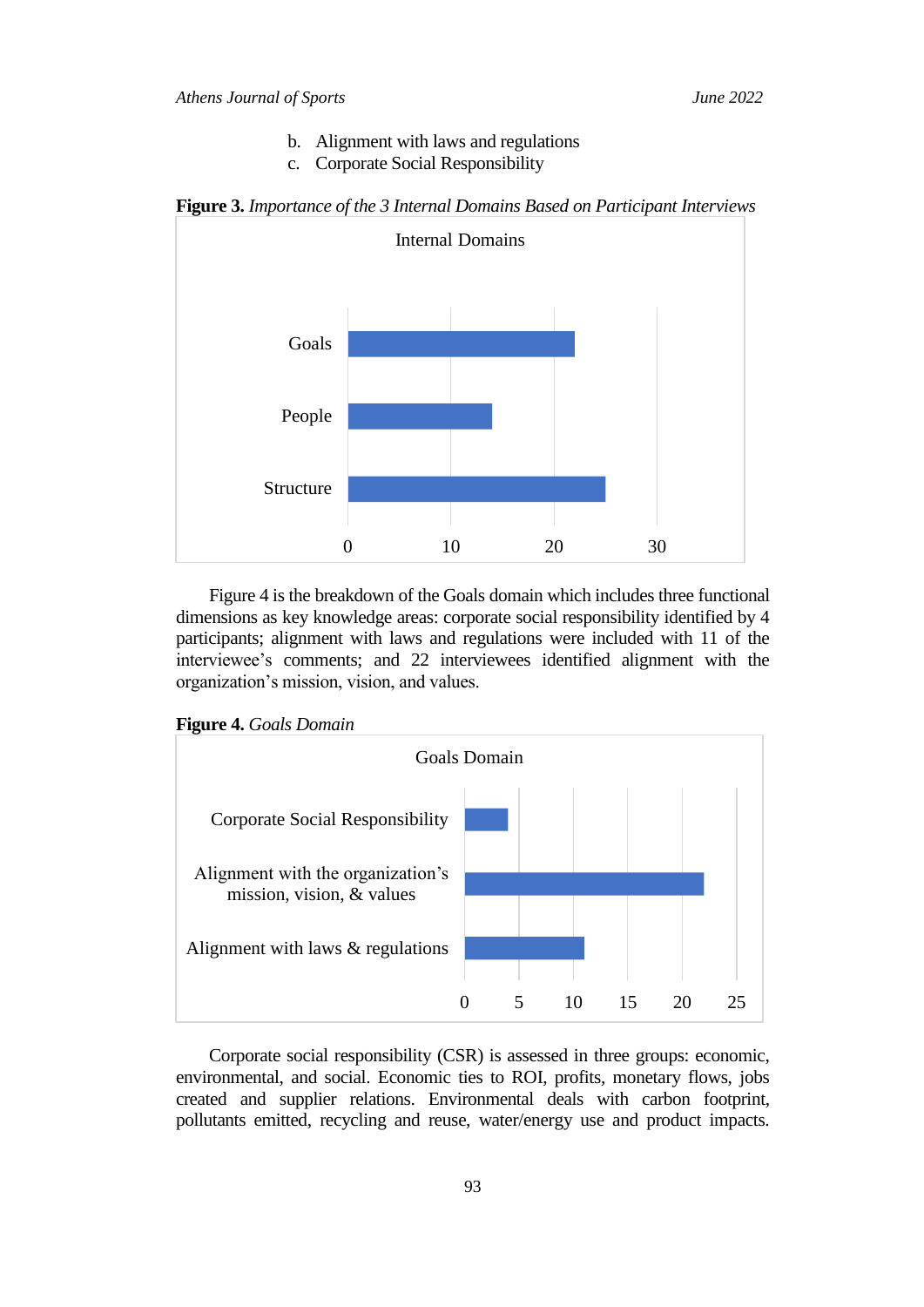b. Alignment with laws and regulations
c. Corporate Social Responsibility

**Figure 3.** *Importance of the 3 Internal Domains Based on Participant Interviews*

Internal Domains

| Domain | Value |
|---|---|
| Goals | ~22 |
| People | ~14 |
| Structure | ~25 |

Figure 4 is the breakdown of the Goals domain which includes three functional dimensions as key knowledge areas: corporate social responsibility identified by 4 participants; alignment with laws and regulations were included with 11 of the interviewee's comments; and 22 interviewees identified alignment with the organization's mission, vision, and values.

**Figure 4.** *Goals Domain*

Goals Domain

| Dimension | Value |
|---|---|
| Corporate Social Responsibility | 4 |
| Alignment with the organization's mission, vision, & values | 22 |
| Alignment with laws & regulations | 11 |

Corporate social responsibility (CSR) is assessed in three groups: economic, environmental, and social. Economic ties to ROI, profits, monetary flows, jobs created and supplier relations. Environmental deals with carbon footprint, pollutants emitted, recycling and reuse, water/energy use and product impacts.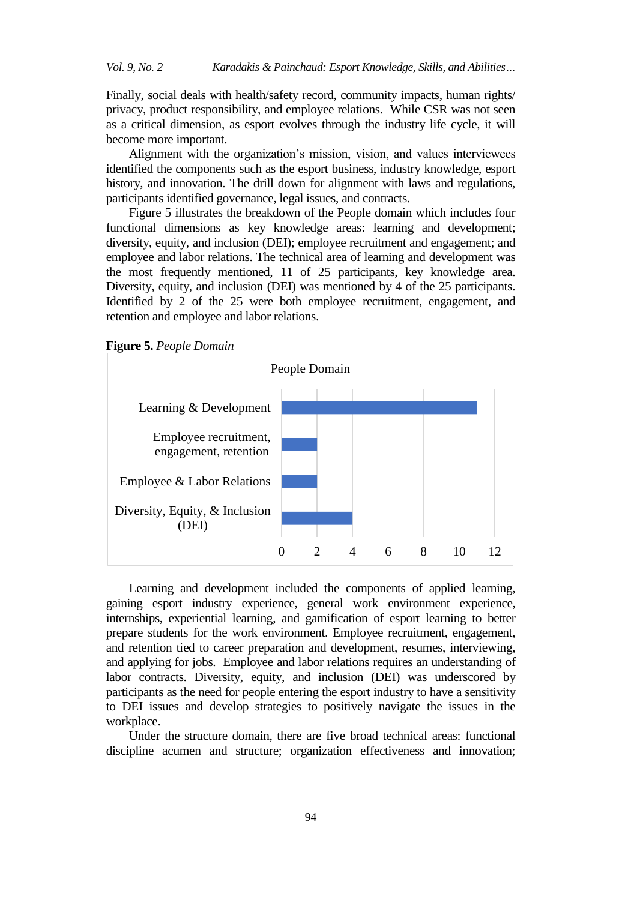Finally, social deals with health/safety record, community impacts, human rights/ privacy, product responsibility, and employee relations. While CSR was not seen as a critical dimension, as esport evolves through the industry life cycle, it will become more important.

Alignment with the organization's mission, vision, and values interviewees identified the components such as the esport business, industry knowledge, esport history, and innovation. The drill down for alignment with laws and regulations, participants identified governance, legal issues, and contracts.

Figure 5 illustrates the breakdown of the People domain which includes four functional dimensions as key knowledge areas: learning and development; diversity, equity, and inclusion (DEI); employee recruitment and engagement; and employee and labor relations. The technical area of learning and development was the most frequently mentioned, 11 of 25 participants, key knowledge area. Diversity, equity, and inclusion (DEI) was mentioned by 4 of the 25 participants. Identified by 2 of the 25 were both employee recruitment, engagement, and retention and employee and labor relations.

**Figure 5.** *People Domain*

People Domain

| Area | Participants |
|---|---|
| Learning & Development | 11 |
| Employee recruitment, engagement, retention | 2 |
| Employee & Labor Relations | 2 |
| Diversity, Equity, & Inclusion (DEI) | 4 |

Learning and development included the components of applied learning, gaining esport industry experience, general work environment experience, internships, experiential learning, and gamification of esport learning to better prepare students for the work environment. Employee recruitment, engagement, and retention tied to career preparation and development, resumes, interviewing, and applying for jobs. Employee and labor relations requires an understanding of labor contracts. Diversity, equity, and inclusion (DEI) was underscored by participants as the need for people entering the esport industry to have a sensitivity to DEI issues and develop strategies to positively navigate the issues in the workplace.

Under the structure domain, there are five broad technical areas: functional discipline acumen and structure; organization effectiveness and innovation;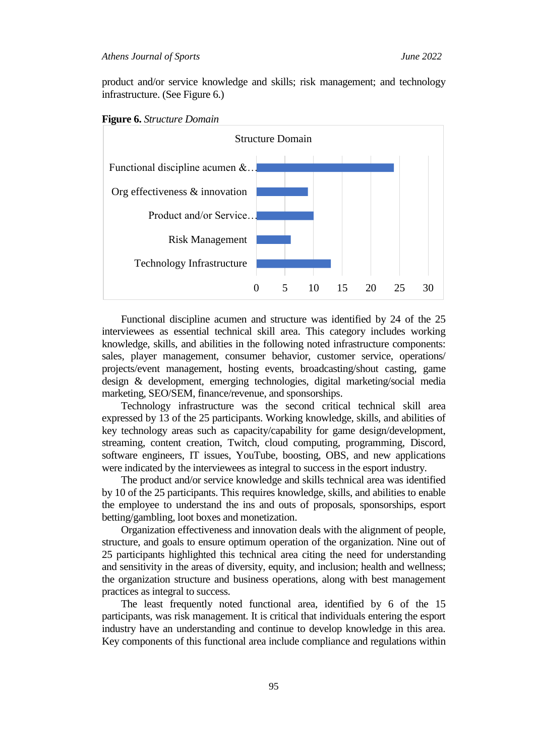product and/or service knowledge and skills; risk management; and technology infrastructure. (See Figure 6.)

**Figure 6.** *Structure Domain*

Structure Domain

| Category | Value |
|---|---|
| Functional discipline acumen &… | 24 |
| Org effectiveness & innovation | 9 |
| Product and/or Service… | 10 |
| Risk Management | 6 |
| Technology Infrastructure | 13 |

Functional discipline acumen and structure was identified by 24 of the 25 interviewees as essential technical skill area. This category includes working knowledge, skills, and abilities in the following noted infrastructure components: sales, player management, consumer behavior, customer service, operations/ projects/event management, hosting events, broadcasting/shout casting, game design & development, emerging technologies, digital marketing/social media marketing, SEO/SEM, finance/revenue, and sponsorships.

Technology infrastructure was the second critical technical skill area expressed by 13 of the 25 participants. Working knowledge, skills, and abilities of key technology areas such as capacity/capability for game design/development, streaming, content creation, Twitch, cloud computing, programming, Discord, software engineers, IT issues, YouTube, boosting, OBS, and new applications were indicated by the interviewees as integral to success in the esport industry.

The product and/or service knowledge and skills technical area was identified by 10 of the 25 participants. This requires knowledge, skills, and abilities to enable the employee to understand the ins and outs of proposals, sponsorships, esport betting/gambling, loot boxes and monetization.

Organization effectiveness and innovation deals with the alignment of people, structure, and goals to ensure optimum operation of the organization. Nine out of 25 participants highlighted this technical area citing the need for understanding and sensitivity in the areas of diversity, equity, and inclusion; health and wellness; the organization structure and business operations, along with best management practices as integral to success.

The least frequently noted functional area, identified by 6 of the 15 participants, was risk management. It is critical that individuals entering the esport industry have an understanding and continue to develop knowledge in this area. Key components of this functional area include compliance and regulations within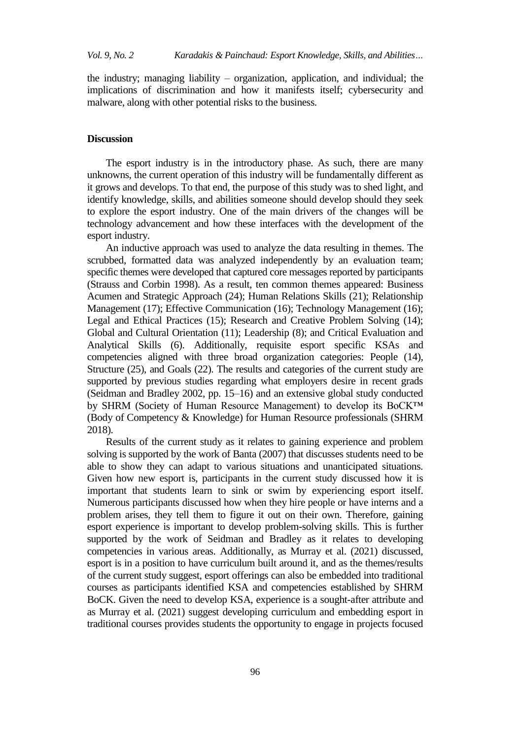the industry; managing liability – organization, application, and individual; the implications of discrimination and how it manifests itself; cybersecurity and malware, along with other potential risks to the business.

## Discussion

The esport industry is in the introductory phase. As such, there are many unknowns, the current operation of this industry will be fundamentally different as it grows and develops. To that end, the purpose of this study was to shed light, and identify knowledge, skills, and abilities someone should develop should they seek to explore the esport industry. One of the main drivers of the changes will be technology advancement and how these interfaces with the development of the esport industry.

An inductive approach was used to analyze the data resulting in themes. The scrubbed, formatted data was analyzed independently by an evaluation team; specific themes were developed that captured core messages reported by participants (Strauss and Corbin 1998). As a result, ten common themes appeared: Business Acumen and Strategic Approach (24); Human Relations Skills (21); Relationship Management (17); Effective Communication (16); Technology Management (16); Legal and Ethical Practices (15); Research and Creative Problem Solving (14); Global and Cultural Orientation (11); Leadership (8); and Critical Evaluation and Analytical Skills (6). Additionally, requisite esport specific KSAs and competencies aligned with three broad organization categories: People (14), Structure (25), and Goals (22). The results and categories of the current study are supported by previous studies regarding what employers desire in recent grads (Seidman and Bradley 2002, pp. 15–16) and an extensive global study conducted by SHRM (Society of Human Resource Management) to develop its BoCK™ (Body of Competency & Knowledge) for Human Resource professionals (SHRM 2018).

Results of the current study as it relates to gaining experience and problem solving is supported by the work of Banta (2007) that discusses students need to be able to show they can adapt to various situations and unanticipated situations. Given how new esport is, participants in the current study discussed how it is important that students learn to sink or swim by experiencing esport itself. Numerous participants discussed how when they hire people or have interns and a problem arises, they tell them to figure it out on their own. Therefore, gaining esport experience is important to develop problem-solving skills. This is further supported by the work of Seidman and Bradley as it relates to developing competencies in various areas. Additionally, as Murray et al. (2021) discussed, esport is in a position to have curriculum built around it, and as the themes/results of the current study suggest, esport offerings can also be embedded into traditional courses as participants identified KSA and competencies established by SHRM BoCK. Given the need to develop KSA, experience is a sought-after attribute and as Murray et al. (2021) suggest developing curriculum and embedding esport in traditional courses provides students the opportunity to engage in projects focused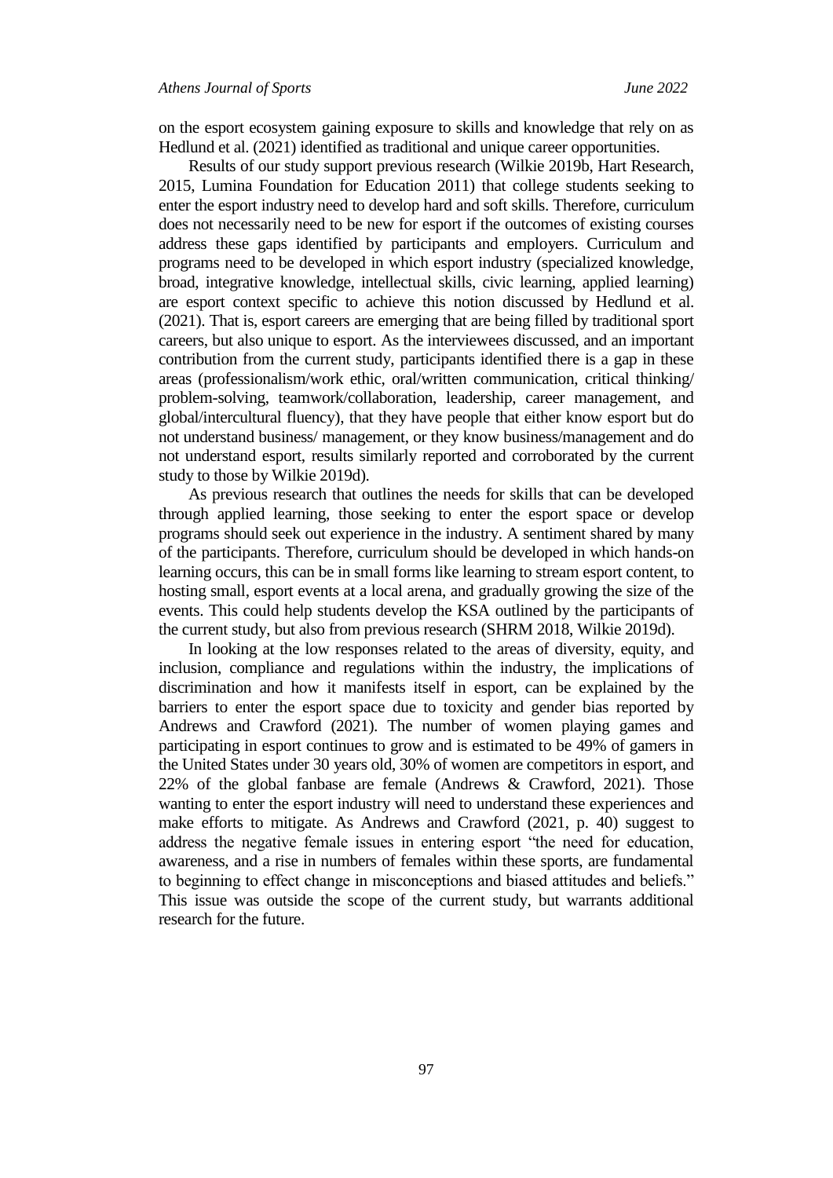on the esport ecosystem gaining exposure to skills and knowledge that rely on as Hedlund et al. (2021) identified as traditional and unique career opportunities.

Results of our study support previous research (Wilkie 2019b, Hart Research, 2015, Lumina Foundation for Education 2011) that college students seeking to enter the esport industry need to develop hard and soft skills. Therefore, curriculum does not necessarily need to be new for esport if the outcomes of existing courses address these gaps identified by participants and employers. Curriculum and programs need to be developed in which esport industry (specialized knowledge, broad, integrative knowledge, intellectual skills, civic learning, applied learning) are esport context specific to achieve this notion discussed by Hedlund et al. (2021). That is, esport careers are emerging that are being filled by traditional sport careers, but also unique to esport. As the interviewees discussed, and an important contribution from the current study, participants identified there is a gap in these areas (professionalism/work ethic, oral/written communication, critical thinking/ problem-solving, teamwork/collaboration, leadership, career management, and global/intercultural fluency), that they have people that either know esport but do not understand business/ management, or they know business/management and do not understand esport, results similarly reported and corroborated by the current study to those by Wilkie 2019d).

As previous research that outlines the needs for skills that can be developed through applied learning, those seeking to enter the esport space or develop programs should seek out experience in the industry. A sentiment shared by many of the participants. Therefore, curriculum should be developed in which hands-on learning occurs, this can be in small forms like learning to stream esport content, to hosting small, esport events at a local arena, and gradually growing the size of the events. This could help students develop the KSA outlined by the participants of the current study, but also from previous research (SHRM 2018, Wilkie 2019d).

In looking at the low responses related to the areas of diversity, equity, and inclusion, compliance and regulations within the industry, the implications of discrimination and how it manifests itself in esport, can be explained by the barriers to enter the esport space due to toxicity and gender bias reported by Andrews and Crawford (2021). The number of women playing games and participating in esport continues to grow and is estimated to be 49% of gamers in the United States under 30 years old, 30% of women are competitors in esport, and 22% of the global fanbase are female (Andrews & Crawford, 2021). Those wanting to enter the esport industry will need to understand these experiences and make efforts to mitigate. As Andrews and Crawford (2021, p. 40) suggest to address the negative female issues in entering esport "the need for education, awareness, and a rise in numbers of females within these sports, are fundamental to beginning to effect change in misconceptions and biased attitudes and beliefs." This issue was outside the scope of the current study, but warrants additional research for the future.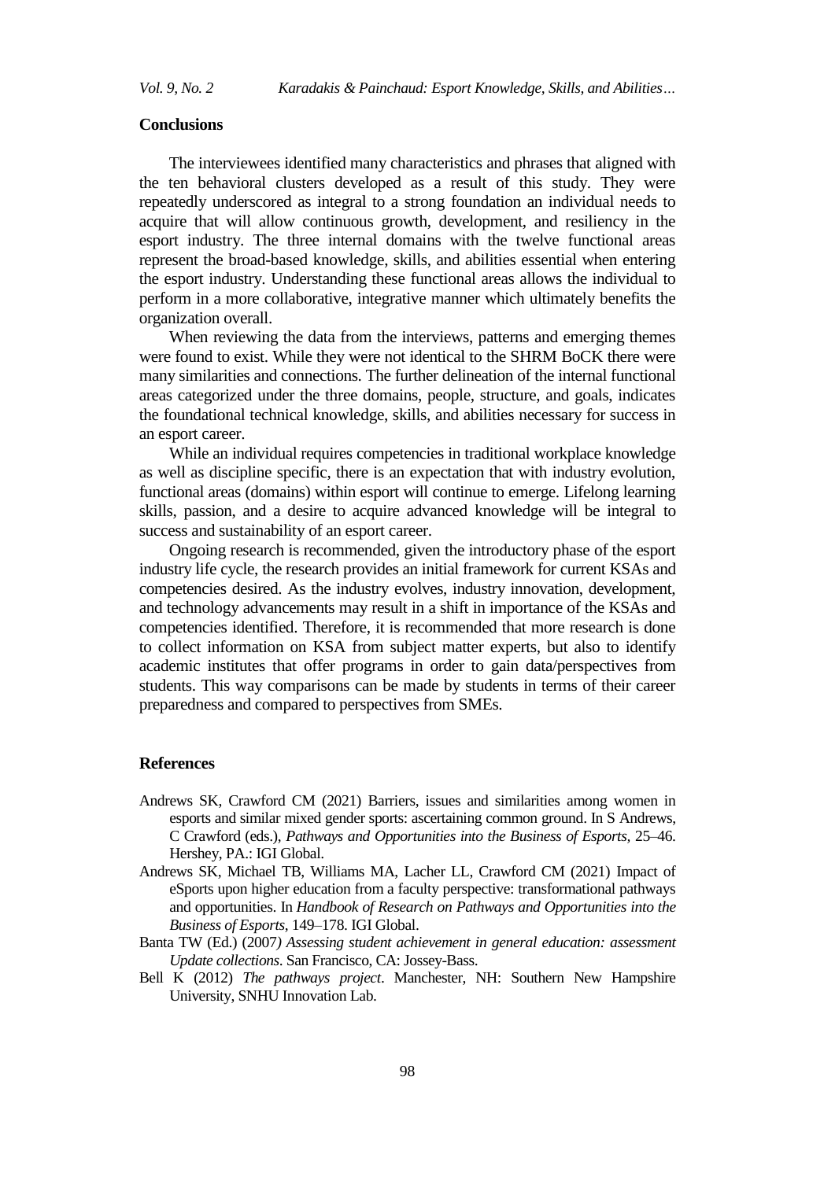## Conclusions

The interviewees identified many characteristics and phrases that aligned with the ten behavioral clusters developed as a result of this study. They were repeatedly underscored as integral to a strong foundation an individual needs to acquire that will allow continuous growth, development, and resiliency in the esport industry. The three internal domains with the twelve functional areas represent the broad-based knowledge, skills, and abilities essential when entering the esport industry. Understanding these functional areas allows the individual to perform in a more collaborative, integrative manner which ultimately benefits the organization overall.

When reviewing the data from the interviews, patterns and emerging themes were found to exist. While they were not identical to the SHRM BoCK there were many similarities and connections. The further delineation of the internal functional areas categorized under the three domains, people, structure, and goals, indicates the foundational technical knowledge, skills, and abilities necessary for success in an esport career.

While an individual requires competencies in traditional workplace knowledge as well as discipline specific, there is an expectation that with industry evolution, functional areas (domains) within esport will continue to emerge. Lifelong learning skills, passion, and a desire to acquire advanced knowledge will be integral to success and sustainability of an esport career.

Ongoing research is recommended, given the introductory phase of the esport industry life cycle, the research provides an initial framework for current KSAs and competencies desired. As the industry evolves, industry innovation, development, and technology advancements may result in a shift in importance of the KSAs and competencies identified. Therefore, it is recommended that more research is done to collect information on KSA from subject matter experts, but also to identify academic institutes that offer programs in order to gain data/perspectives from students. This way comparisons can be made by students in terms of their career preparedness and compared to perspectives from SMEs.

## References

Andrews SK, Crawford CM (2021) Barriers, issues and similarities among women in esports and similar mixed gender sports: ascertaining common ground. In S Andrews, C Crawford (eds.), *Pathways and Opportunities into the Business of Esports,* 25–46. Hershey, PA.: IGI Global.

Andrews SK, Michael TB, Williams MA, Lacher LL, Crawford CM (2021) Impact of eSports upon higher education from a faculty perspective: transformational pathways and opportunities. In *Handbook of Research on Pathways and Opportunities into the Business of Esports*, 149–178. IGI Global.

Banta TW (Ed.) (2007*) Assessing student achievement in general education: assessment Update collections*. San Francisco, CA: Jossey-Bass.

Bell K (2012) *The pathways project*. Manchester, NH: Southern New Hampshire University, SNHU Innovation Lab.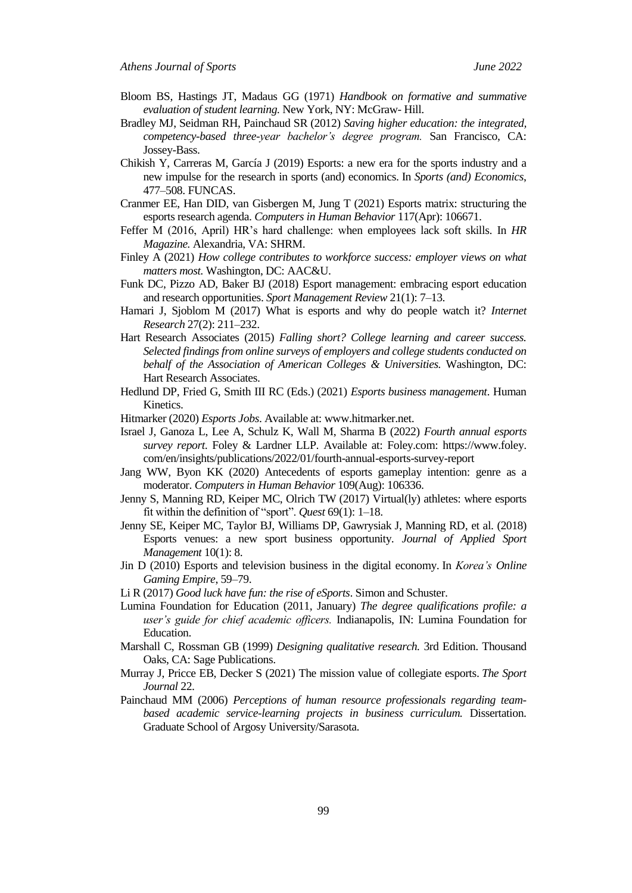Bloom BS, Hastings JT, Madaus GG (1971) *Handbook on formative and summative evaluation of student learning.* New York, NY: McGraw- Hill.

Bradley MJ, Seidman RH, Painchaud SR (2012) *Saving higher education: the integrated, competency-based three-year bachelor's degree program.* San Francisco, CA: Jossey-Bass.

Chikish Y, Carreras M, García J (2019) Esports: a new era for the sports industry and a new impulse for the research in sports (and) economics. In *Sports (and) Economics*, 477–508. FUNCAS.

Cranmer EE, Han DID, van Gisbergen M, Jung T (2021) Esports matrix: structuring the esports research agenda. *Computers in Human Behavior* 117(Apr): 106671.

Feffer M (2016, April) HR's hard challenge: when employees lack soft skills. In *HR Magazine.* Alexandria, VA: SHRM.

Finley A (2021) *How college contributes to workforce success: employer views on what matters most.* Washington, DC: AAC&U.

Funk DC, Pizzo AD, Baker BJ (2018) Esport management: embracing esport education and research opportunities. *Sport Management Review* 21(1): 7–13.

Hamari J, Sjoblom M (2017) What is esports and why do people watch it? *Internet Research* 27(2): 211–232.

Hart Research Associates (2015) *Falling short? College learning and career success. Selected findings from online surveys of employers and college students conducted on behalf of the Association of American Colleges & Universities.* Washington, DC: Hart Research Associates.

Hedlund DP, Fried G, Smith III RC (Eds.) (2021) *Esports business management*. Human Kinetics.

Hitmarker (2020) *Esports Jobs*. Available at: www.hitmarker.net.

Israel J, Ganoza L, Lee A, Schulz K, Wall M, Sharma B (2022) *Fourth annual esports survey report.* Foley & Lardner LLP. Available at: Foley.com: https://www.foley.com/en/insights/publications/2022/01/fourth-annual-esports-survey-report

Jang WW, Byon KK (2020) Antecedents of esports gameplay intention: genre as a moderator. *Computers in Human Behavior* 109(Aug): 106336.

Jenny S, Manning RD, Keiper MC, Olrich TW (2017) Virtual(ly) athletes: where esports fit within the definition of "sport". *Quest* 69(1): 1–18.

Jenny SE, Keiper MC, Taylor BJ, Williams DP, Gawrysiak J, Manning RD, et al. (2018) Esports venues: a new sport business opportunity. *Journal of Applied Sport Management* 10(1): 8.

Jin D (2010) Esports and television business in the digital economy. In *Korea's Online Gaming Empire*, 59–79.

Li R (2017) *Good luck have fun: the rise of eSports*. Simon and Schuster.

Lumina Foundation for Education (2011, January) *The degree qualifications profile: a user's guide for chief academic officers.* Indianapolis, IN: Lumina Foundation for Education.

Marshall C, Rossman GB (1999) *Designing qualitative research.* 3rd Edition. Thousand Oaks, CA: Sage Publications.

Murray J, Pricce EB, Decker S (2021) The mission value of collegiate esports. *The Sport Journal* 22.

Painchaud MM (2006) *Perceptions of human resource professionals regarding team-based academic service-learning projects in business curriculum.* Dissertation. Graduate School of Argosy University/Sarasota.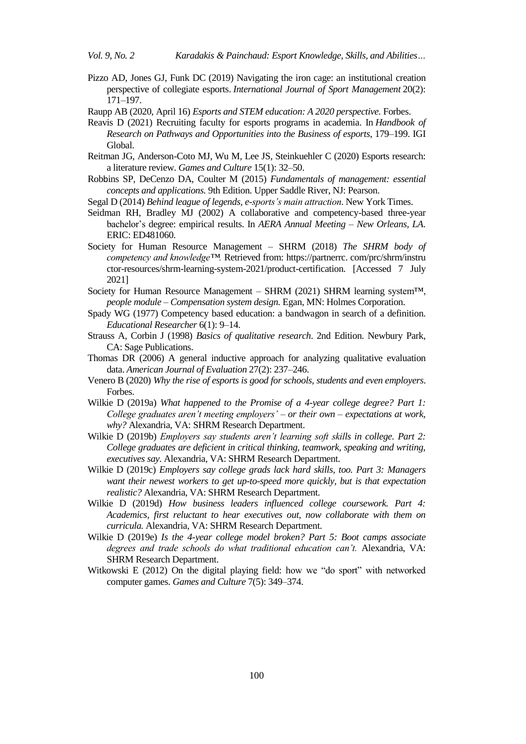Pizzo AD, Jones GJ, Funk DC (2019) Navigating the iron cage: an institutional creation perspective of collegiate esports. *International Journal of Sport Management* 20(2): 171–197.

Raupp AB (2020, April 16) *Esports and STEM education: A 2020 perspective.* Forbes.

Reavis D (2021) Recruiting faculty for esports programs in academia. In *Handbook of Research on Pathways and Opportunities into the Business of esports*, 179–199. IGI Global.

Reitman JG, Anderson-Coto MJ, Wu M, Lee JS, Steinkuehler C (2020) Esports research: a literature review. *Games and Culture* 15(1): 32–50.

Robbins SP, DeCenzo DA, Coulter M (2015) *Fundamentals of management: essential concepts and applications.* 9th Edition. Upper Saddle River, NJ: Pearson.

Segal D (2014) *Behind league of legends, e-sports's main attraction*. New York Times.

Seidman RH, Bradley MJ (2002) A collaborative and competency-based three-year bachelor's degree: empirical results. In *AERA Annual Meeting – New Orleans, LA*. ERIC: ED481060.

Society for Human Resource Management – SHRM (2018) *The SHRM body of competency and knowledge™.* Retrieved from: https://partnerrc. com/prc/shrm/instructor-resources/shrm-learning-system-2021/product-certification. [Accessed 7 July 2021]

Society for Human Resource Management – SHRM (2021) SHRM learning system™, *people module – Compensation system design.* Egan, MN: Holmes Corporation.

Spady WG (1977) Competency based education: a bandwagon in search of a definition. *Educational Researcher* 6(1): 9–14.

Strauss A, Corbin J (1998) *Basics of qualitative research*. 2nd Edition. Newbury Park, CA: Sage Publications.

Thomas DR (2006) A general inductive approach for analyzing qualitative evaluation data. *American Journal of Evaluation* 27(2): 237–246.

Venero B (2020) *Why the rise of esports is good for schools, students and even employers*. Forbes.

Wilkie D (2019a) *What happened to the Promise of a 4-year college degree? Part 1: College graduates aren't meeting employers' – or their own – expectations at work, why?* Alexandria, VA: SHRM Research Department.

Wilkie D (2019b) *Employers say students aren't learning soft skills in college. Part 2: College graduates are deficient in critical thinking, teamwork, speaking and writing, executives say.* Alexandria, VA: SHRM Research Department.

Wilkie D (2019c) *Employers say college grads lack hard skills, too. Part 3: Managers want their newest workers to get up-to-speed more quickly, but is that expectation realistic?* Alexandria, VA: SHRM Research Department.

Wilkie D (2019d) *How business leaders influenced college coursework. Part 4: Academics, first reluctant to hear executives out, now collaborate with them on curricula.* Alexandria, VA: SHRM Research Department.

Wilkie D (2019e) *Is the 4-year college model broken? Part 5: Boot camps associate degrees and trade schools do what traditional education can't.* Alexandria, VA: SHRM Research Department.

Witkowski E (2012) On the digital playing field: how we "do sport" with networked computer games. *Games and Culture* 7(5): 349–374.